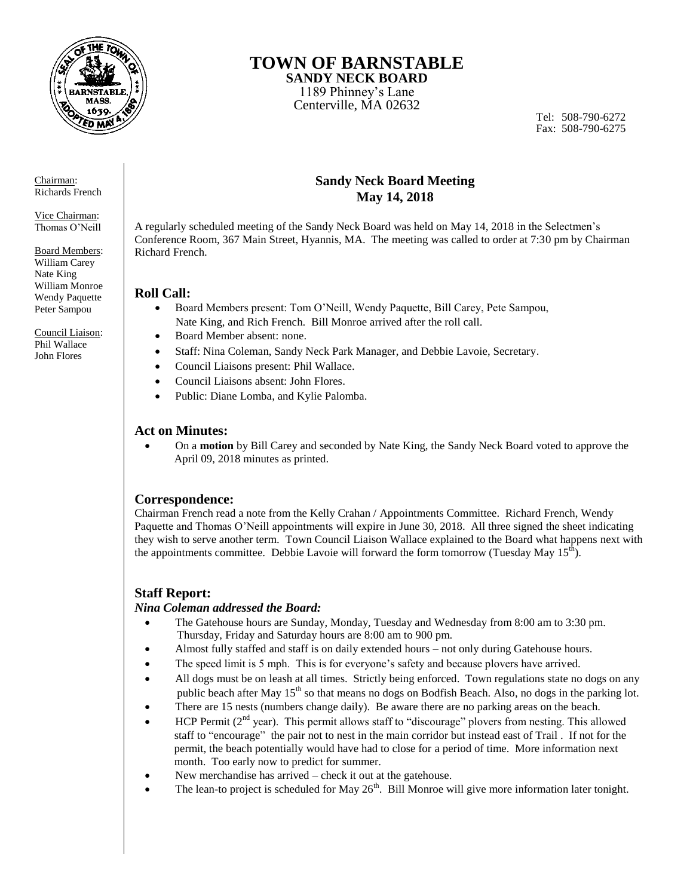# TOWN OF BARNSTABLE

**SANDY NECK BOARD**

1189 Phinney's Lane
Centerville, MA 02632

Tel: 508-790-6272
Fax: 508-790-6275

Chairman:
Richards French

Vice Chairman:
Thomas O'Neill

Board Members:
William Carey
Nate King
William Monroe
Wendy Paquette
Peter Sampou

Council Liaison:
Phil Wallace
John Flores

## Sandy Neck Board Meeting
## May 14, 2018

A regularly scheduled meeting of the Sandy Neck Board was held on May 14, 2018 in the Selectmen's Conference Room, 367 Main Street, Hyannis, MA. The meeting was called to order at 7:30 pm by Chairman Richard French.

### Roll Call:

- Board Members present: Tom O'Neill, Wendy Paquette, Bill Carey, Pete Sampou, Nate King, and Rich French. Bill Monroe arrived after the roll call.
- Board Member absent: none.
- Staff: Nina Coleman, Sandy Neck Park Manager, and Debbie Lavoie, Secretary.
- Council Liaisons present: Phil Wallace.
- Council Liaisons absent: John Flores.
- Public: Diane Lomba, and Kylie Palomba.

### Act on Minutes:

- On a **motion** by Bill Carey and seconded by Nate King, the Sandy Neck Board voted to approve the April 09, 2018 minutes as printed.

### Correspondence:

Chairman French read a note from the Kelly Crahan / Appointments Committee. Richard French, Wendy Paquette and Thomas O'Neill appointments will expire in June 30, 2018. All three signed the sheet indicating they wish to serve another term. Town Council Liaison Wallace explained to the Board what happens next with the appointments committee. Debbie Lavoie will forward the form tomorrow (Tuesday May 15th).

### Staff Report:

***Nina Coleman addressed the Board:***

- The Gatehouse hours are Sunday, Monday, Tuesday and Wednesday from 8:00 am to 3:30 pm. Thursday, Friday and Saturday hours are 8:00 am to 900 pm.
- Almost fully staffed and staff is on daily extended hours – not only during Gatehouse hours.
- The speed limit is 5 mph. This is for everyone's safety and because plovers have arrived.
- All dogs must be on leash at all times. Strictly being enforced. Town regulations state no dogs on any public beach after May 15th so that means no dogs on Bodfish Beach. Also, no dogs in the parking lot.
- There are 15 nests (numbers change daily). Be aware there are no parking areas on the beach.
- HCP Permit (2nd year). This permit allows staff to "discourage" plovers from nesting. This allowed staff to "encourage" the pair not to nest in the main corridor but instead east of Trail . If not for the permit, the beach potentially would have had to close for a period of time. More information next month. Too early now to predict for summer.
- New merchandise has arrived – check it out at the gatehouse.
- The lean-to project is scheduled for May 26th. Bill Monroe will give more information later tonight.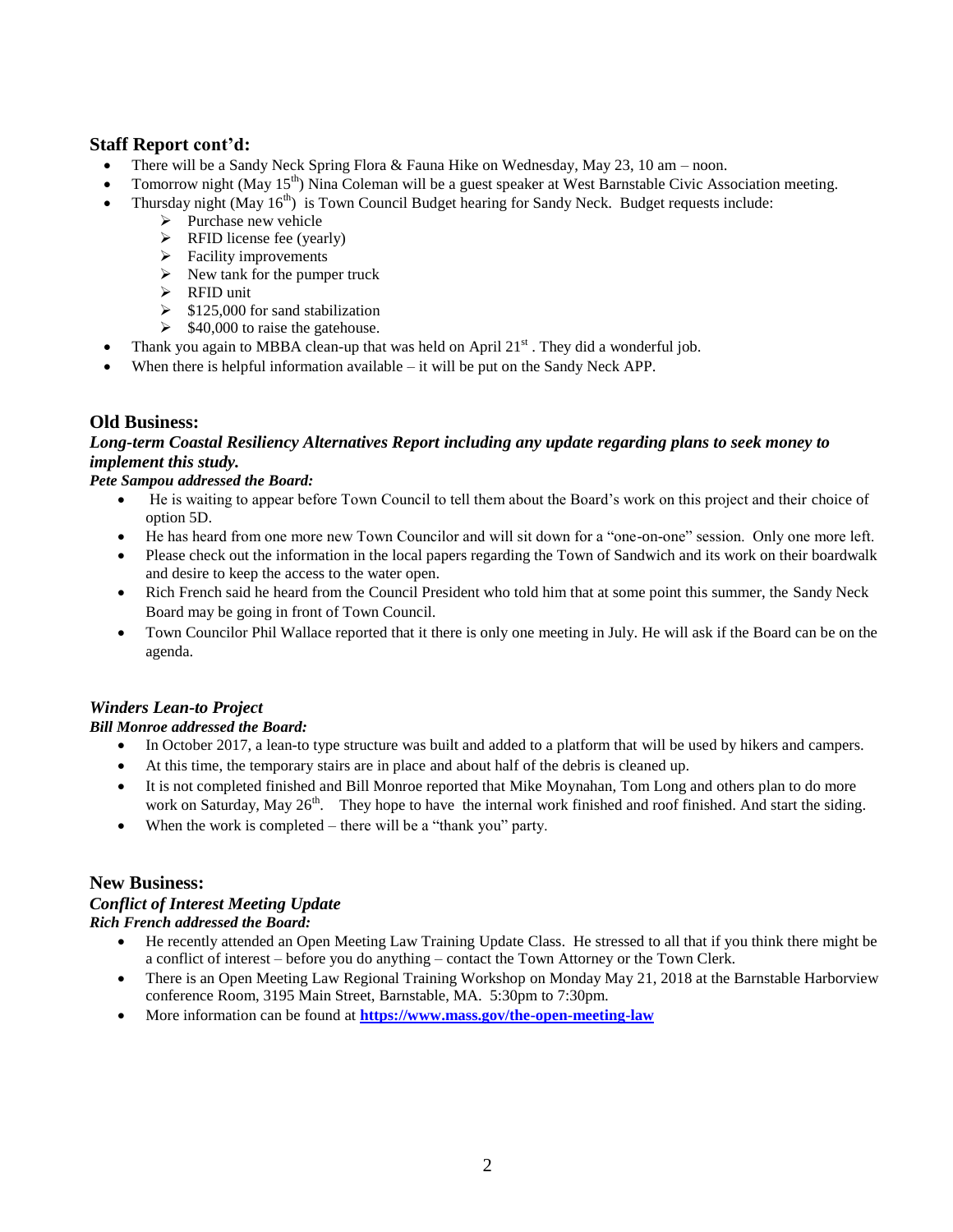## Staff Report cont'd:

- There will be a Sandy Neck Spring Flora & Fauna Hike on Wednesday, May 23, 10 am – noon.
- Tomorrow night (May 15th) Nina Coleman will be a guest speaker at West Barnstable Civic Association meeting.
- Thursday night (May 16th) is Town Council Budget hearing for Sandy Neck. Budget requests include:
  - Purchase new vehicle
  - RFID license fee (yearly)
  - Facility improvements
  - New tank for the pumper truck
  - RFID unit
  - $125,000 for sand stabilization
  - $40,000 to raise the gatehouse.
- Thank you again to MBBA clean-up that was held on April 21st . They did a wonderful job.
- When there is helpful information available – it will be put on the Sandy Neck APP.

## Old Business:

### *Long-term Coastal Resiliency Alternatives Report including any update regarding plans to seek money to implement this study.*

***Pete Sampou addressed the Board:***

- He is waiting to appear before Town Council to tell them about the Board's work on this project and their choice of option 5D.
- He has heard from one more new Town Councilor and will sit down for a "one-on-one" session. Only one more left.
- Please check out the information in the local papers regarding the Town of Sandwich and its work on their boardwalk and desire to keep the access to the water open.
- Rich French said he heard from the Council President who told him that at some point this summer, the Sandy Neck Board may be going in front of Town Council.
- Town Councilor Phil Wallace reported that it there is only one meeting in July. He will ask if the Board can be on the agenda.

### *Winders Lean-to Project*

***Bill Monroe addressed the Board:***

- In October 2017, a lean-to type structure was built and added to a platform that will be used by hikers and campers.
- At this time, the temporary stairs are in place and about half of the debris is cleaned up.
- It is not completed finished and Bill Monroe reported that Mike Moynahan, Tom Long and others plan to do more work on Saturday, May 26th. They hope to have the internal work finished and roof finished. And start the siding.
- When the work is completed – there will be a "thank you" party.

## New Business:

### *Conflict of Interest Meeting Update*

***Rich French addressed the Board:***

- He recently attended an Open Meeting Law Training Update Class. He stressed to all that if you think there might be a conflict of interest – before you do anything – contact the Town Attorney or the Town Clerk.
- There is an Open Meeting Law Regional Training Workshop on Monday May 21, 2018 at the Barnstable Harborview conference Room, 3195 Main Street, Barnstable, MA. 5:30pm to 7:30pm.
- More information can be found at **https://www.mass.gov/the-open-meeting-law**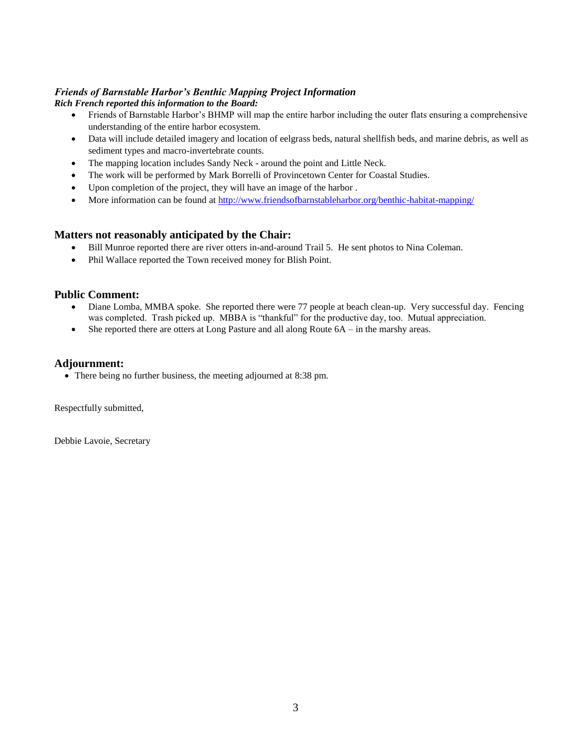### *Friends of Barnstable Harbor's Benthic Mapping Project Information*

***Rich French reported this information to the Board:***

- Friends of Barnstable Harbor's BHMP will map the entire harbor including the outer flats ensuring a comprehensive understanding of the entire harbor ecosystem.
- Data will include detailed imagery and location of eelgrass beds, natural shellfish beds, and marine debris, as well as sediment types and macro-invertebrate counts.
- The mapping location includes Sandy Neck - around the point and Little Neck.
- The work will be performed by Mark Borrelli of Provincetown Center for Coastal Studies.
- Upon completion of the project, they will have an image of the harbor .
- More information can be found at [http://www.friendsofbarnstableharbor.org/benthic-habitat-mapping/](http://www.friendsofbarnstableharbor.org/benthic-habitat-mapping/)

## Matters not reasonably anticipated by the Chair:

- Bill Munroe reported there are river otters in-and-around Trail 5. He sent photos to Nina Coleman.
- Phil Wallace reported the Town received money for Blish Point.

## Public Comment:

- Diane Lomba, MMBA spoke. She reported there were 77 people at beach clean-up. Very successful day. Fencing was completed. Trash picked up. MBBA is "thankful" for the productive day, too. Mutual appreciation.
- She reported there are otters at Long Pasture and all along Route 6A – in the marshy areas.

## Adjournment:

- There being no further business, the meeting adjourned at 8:38 pm.

Respectfully submitted,

Debbie Lavoie, Secretary